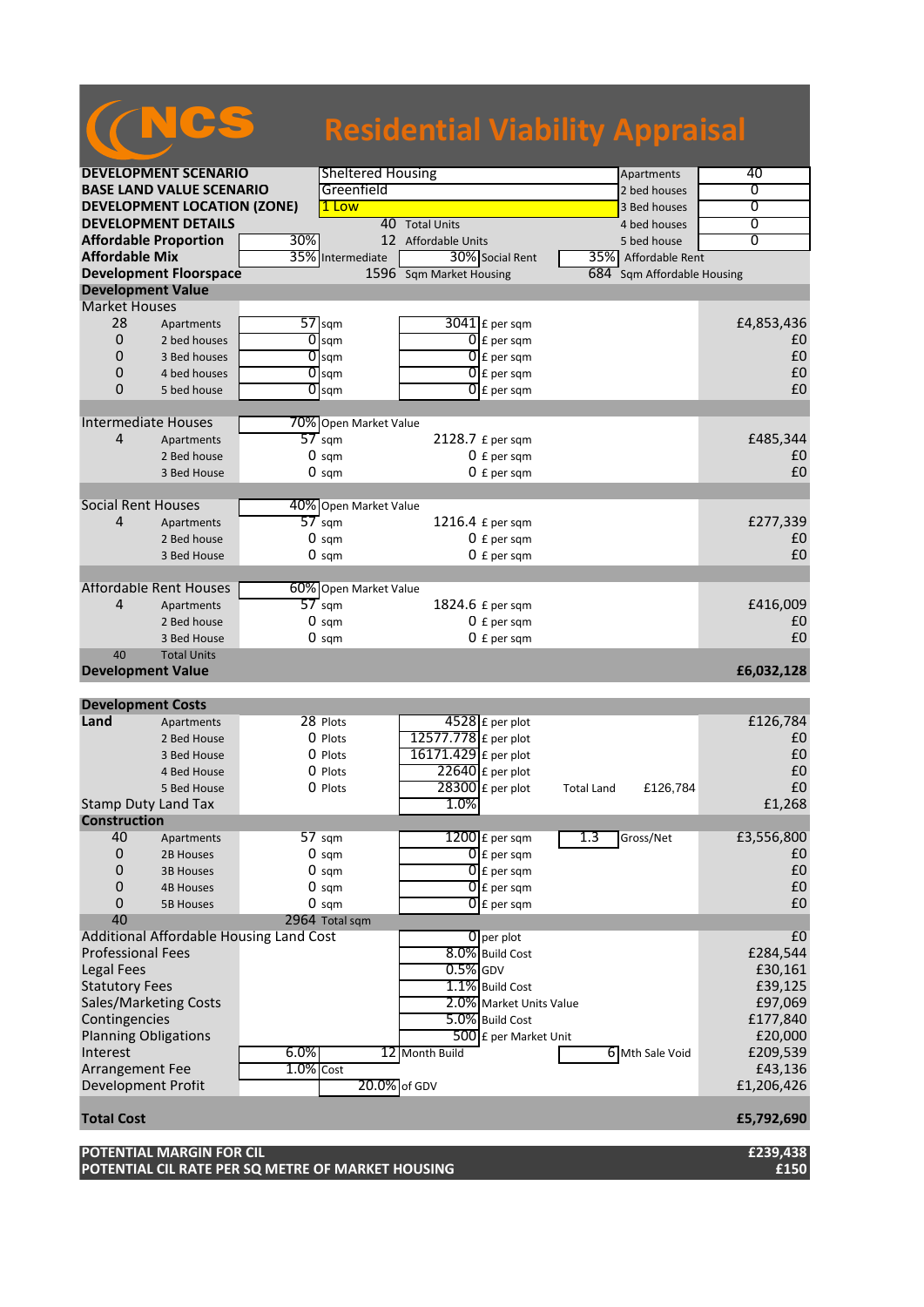# NCS Residential Viability Appraisal

| | | | | | | |
|---|---|---|---|---|---|---|
| **DEVELOPMENT SCENARIO** | Sheltered Housing | | | Apartments | 40 | |
| **BASE LAND VALUE SCENARIO** | Greenfield | | | 2 bed houses | 0 | |
| **DEVELOPMENT LOCATION (ZONE)** | 1 Low | | | 3 Bed houses | 0 | |
| **DEVELOPMENT DETAILS** | 40 | Total Units | | 4 bed houses | 0 | |
| **Affordable Proportion** | 30% | 12 | Affordable Units | 5 bed house | 0 | |
| **Affordable Mix** | 35% | Intermediate | 30% Social Rent | 35% | Affordable Rent | |
| **Development Floorspace** | 1596 | Sqm Market Housing | | 684 | Sqm Affordable Housing | |

## Development Value

| | | | | | | |
|---|---|---|---|---|---|---|
| **Market Houses** | | | | | | |
| 28 | Apartments | 57 | sqm | 3041 | £ per sqm | £4,853,436 |
| 0 | 2 bed houses | 0 | sqm | 0 | £ per sqm | £0 |
| 0 | 3 Bed houses | 0 | sqm | 0 | £ per sqm | £0 |
| 0 | 4 bed houses | 0 | sqm | 0 | £ per sqm | £0 |
| 0 | 5 bed house | 0 | sqm | 0 | £ per sqm | £0 |
| **Intermediate Houses** | | 70% | Open Market Value | | | |
| 4 | Apartments | 57 | sqm | 2128.7 | £ per sqm | £485,344 |
| | 2 Bed house | 0 | sqm | 0 | £ per sqm | £0 |
| | 3 Bed House | 0 | sqm | 0 | £ per sqm | £0 |
| **Social Rent Houses** | | 40% | Open Market Value | | | |
| 4 | Apartments | 57 | sqm | 1216.4 | £ per sqm | £277,339 |
| | 2 Bed house | 0 | sqm | 0 | £ per sqm | £0 |
| | 3 Bed House | 0 | sqm | 0 | £ per sqm | £0 |
| **Affordable Rent Houses** | | 60% | Open Market Value | | | |
| 4 | Apartments | 57 | sqm | 1824.6 | £ per sqm | £416,009 |
| | 2 Bed house | 0 | sqm | 0 | £ per sqm | £0 |
| | 3 Bed House | 0 | sqm | 0 | £ per sqm | £0 |
| 40 | Total Units | | | | | |
| **Development Value** | | | | | | **£6,032,128** |

## Development Costs

| | | | | | | | | |
|---|---|---|---|---|---|---|---|---|
| **Land** | Apartments | 28 | Plots | 4528 | £ per plot | | | £126,784 |
| | 2 Bed House | 0 | Plots | 12577.778 | £ per plot | | | £0 |
| | 3 Bed House | 0 | Plots | 16171.429 | £ per plot | | | £0 |
| | 4 Bed House | 0 | Plots | 22640 | £ per plot | | | £0 |
| | 5 Bed House | 0 | Plots | 28300 | £ per plot | Total Land | £126,784 | £0 |
| Stamp Duty Land Tax | | | | 1.0% | | | | £1,268 |
| **Construction** | | | | | | | | |
| 40 | Apartments | 57 | sqm | 1200 | £ per sqm | 1.3 | Gross/Net | £3,556,800 |
| 0 | 2B Houses | 0 | sqm | 0 | £ per sqm | | | £0 |
| 0 | 3B Houses | 0 | sqm | 0 | £ per sqm | | | £0 |
| 0 | 4B Houses | 0 | sqm | 0 | £ per sqm | | | £0 |
| 0 | 5B Houses | 0 | sqm | 0 | £ per sqm | | | £0 |
| 40 | | 2964 | Total sqm | | | | | |
| Additional Affordable Housing Land Cost | | | | 0 | per plot | | | £0 |
| Professional Fees | | | | 8.0% | Build Cost | | | £284,544 |
| Legal Fees | | | | 0.5% | GDV | | | £30,161 |
| Statutory Fees | | | | 1.1% | Build Cost | | | £39,125 |
| Sales/Marketing Costs | | | | 2.0% | Market Units Value | | | £97,069 |
| Contingencies | | | | 5.0% | Build Cost | | | £177,840 |
| Planning Obligations | | | | 500 | £ per Market Unit | | | £20,000 |
| Interest | | 6.0% | | 12 | Month Build | 6 | Mth Sale Void | £209,539 |
| Arrangement Fee | | 1.0% | Cost | | | | | £43,136 |
| Development Profit | | | | 20.0% | of GDV | | | £1,206,426 |
| **Total Cost** | | | | | | | | **£5,792,690** |

| | |
|---|---|
| **POTENTIAL MARGIN FOR CIL** | **£239,438** |
| **POTENTIAL CIL RATE PER SQ METRE OF MARKET HOUSING** | **£150** |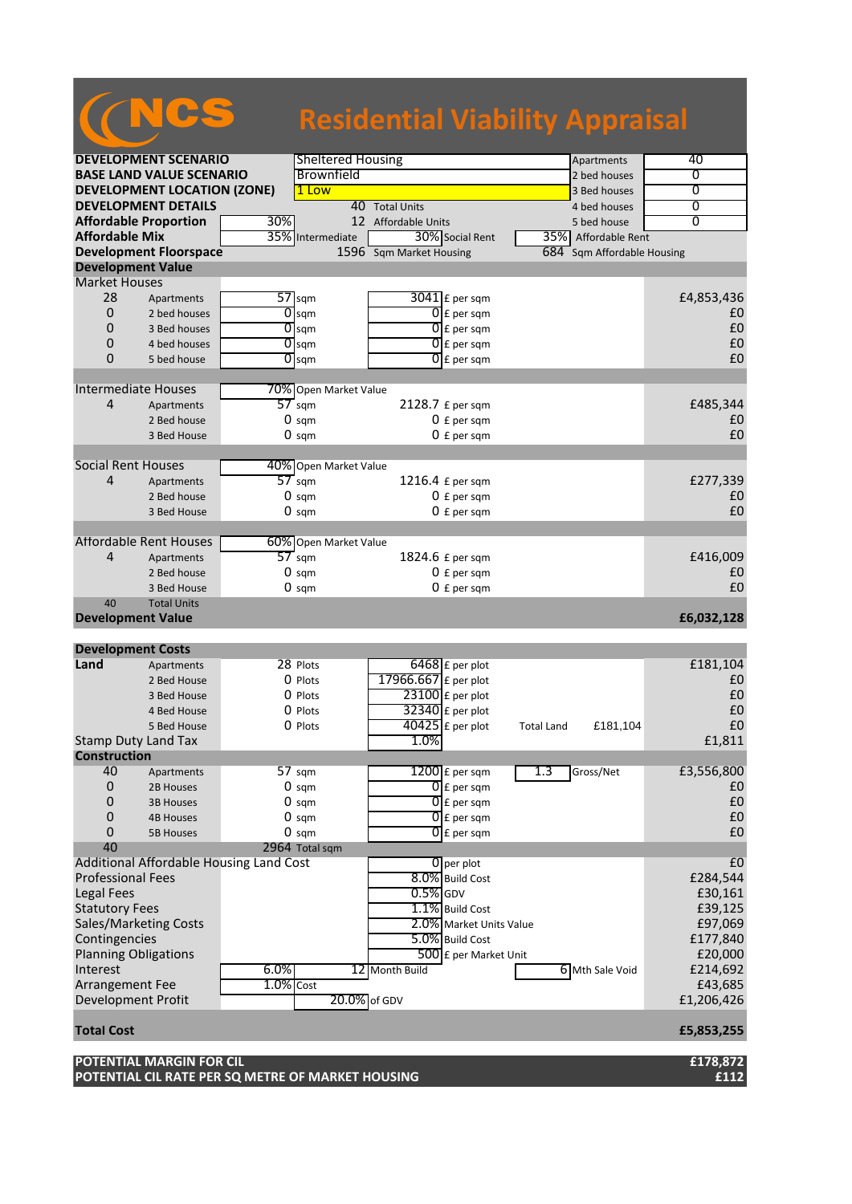# NCS Residential Viability Appraisal

| | | | |
|---|---|---|---|
| **DEVELOPMENT SCENARIO** | Sheltered Housing | Apartments | 40 |
| **BASE LAND VALUE SCENARIO** | Brownfield | 2 bed houses | 0 |
| **DEVELOPMENT LOCATION (ZONE)** | 1 Low | 3 Bed houses | 0 |
| **DEVELOPMENT DETAILS** | 40 Total Units | 4 bed houses | 0 |
| **Affordable Proportion** | 30% — 12 Affordable Units | 5 bed house | 0 |
| **Affordable Mix** | 35% Intermediate; 30% Social Rent | 35% Affordable Rent | |
| **Development Floorspace** | 1596 Sqm Market Housing | 684 Sqm Affordable Housing | |

## Development Value

| Market Houses | | | | |
|---|---|---|---|---|
| 28 | Apartments | 57 sqm | 3041 £ per sqm | £4,853,436 |
| 0 | 2 bed houses | 0 sqm | 0 £ per sqm | £0 |
| 0 | 3 Bed houses | 0 sqm | 0 £ per sqm | £0 |
| 0 | 4 bed houses | 0 sqm | 0 £ per sqm | £0 |
| 0 | 5 bed house | 0 sqm | 0 £ per sqm | £0 |
| **Intermediate Houses** | | 70% Open Market Value | | |
| 4 | Apartments | 57 sqm | 2128.7 £ per sqm | £485,344 |
| | 2 Bed house | 0 sqm | 0 £ per sqm | £0 |
| | 3 Bed House | 0 sqm | 0 £ per sqm | £0 |
| **Social Rent Houses** | | 40% Open Market Value | | |
| 4 | Apartments | 57 sqm | 1216.4 £ per sqm | £277,339 |
| | 2 Bed house | 0 sqm | 0 £ per sqm | £0 |
| | 3 Bed House | 0 sqm | 0 £ per sqm | £0 |
| **Affordable Rent Houses** | | 60% Open Market Value | | |
| 4 | Apartments | 57 sqm | 1824.6 £ per sqm | £416,009 |
| | 2 Bed house | 0 sqm | 0 £ per sqm | £0 |
| | 3 Bed House | 0 sqm | 0 £ per sqm | £0 |
| 40 | Total Units | | | |
| **Development Value** | | | | **£6,032,128** |

## Development Costs

| Land | | | | | |
|---|---|---|---|---|---|
| | Apartments | 28 Plots | 6468 £ per plot | | £181,104 |
| | 2 Bed House | 0 Plots | 17966.667 £ per plot | | £0 |
| | 3 Bed House | 0 Plots | 23100 £ per plot | | £0 |
| | 4 Bed House | 0 Plots | 32340 £ per plot | | £0 |
| | 5 Bed House | 0 Plots | 40425 £ per plot | Total Land £181,104 | £0 |
| Stamp Duty Land Tax | | | 1.0% | | £1,811 |
| **Construction** | | | | | |
| 40 | Apartments | 57 sqm | 1200 £ per sqm | 1.3 Gross/Net | £3,556,800 |
| 0 | 2B Houses | 0 sqm | 0 £ per sqm | | £0 |
| 0 | 3B Houses | 0 sqm | 0 £ per sqm | | £0 |
| 0 | 4B Houses | 0 sqm | 0 £ per sqm | | £0 |
| 0 | 5B Houses | 0 sqm | 0 £ per sqm | | £0 |
| 40 | | 2964 Total sqm | | | |
| Additional Affordable Housing Land Cost | | | 0 per plot | | £0 |
| Professional Fees | | | 8.0% Build Cost | | £284,544 |
| Legal Fees | | | 0.5% GDV | | £30,161 |
| Statutory Fees | | | 1.1% Build Cost | | £39,125 |
| Sales/Marketing Costs | | | 2.0% Market Units Value | | £97,069 |
| Contingencies | | | 5.0% Build Cost | | £177,840 |
| Planning Obligations | | | 500 £ per Market Unit | | £20,000 |
| Interest | 6.0% | | 12 Month Build | 6 Mth Sale Void | £214,692 |
| Arrangement Fee | 1.0% Cost | | | | £43,685 |
| Development Profit | | | 20.0% of GDV | | £1,206,426 |
| **Total Cost** | | | | | **£5,853,255** |

| | |
|---|---|
| **POTENTIAL MARGIN FOR CIL** | **£178,872** |
| **POTENTIAL CIL RATE PER SQ METRE OF MARKET HOUSING** | **£112** |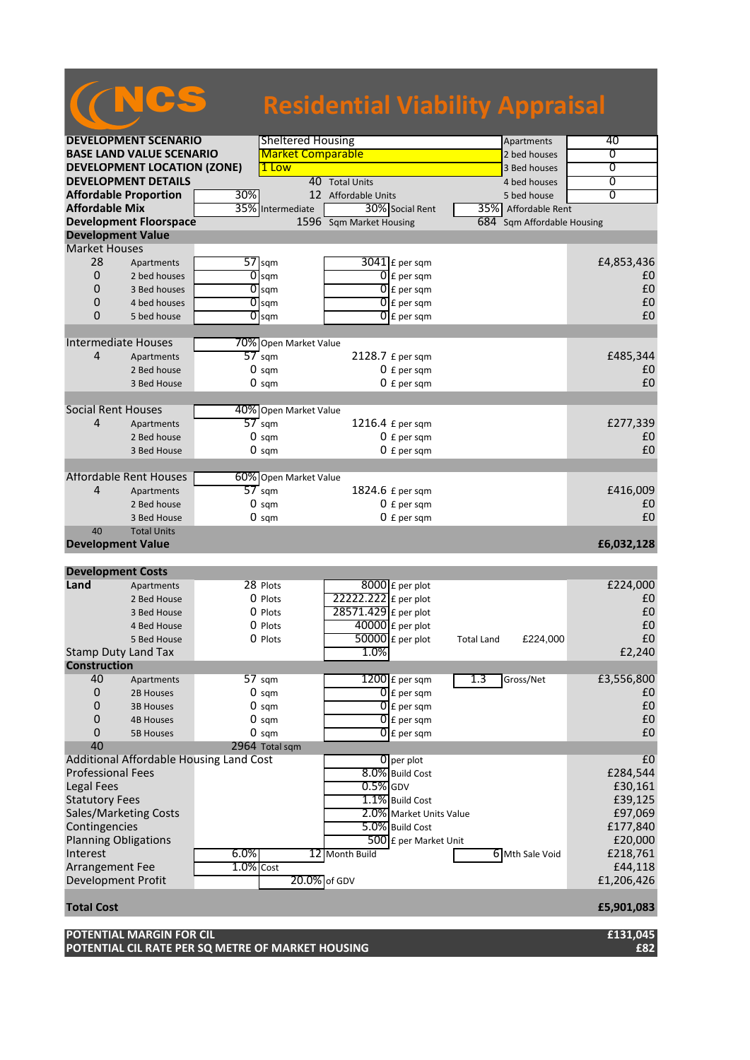# NCS Residential Viability Appraisal

| | | | | | | |
|---|---|---|---|---|---|---|
| **DEVELOPMENT SCENARIO** | | Sheltered Housing | | | Apartments | 40 |
| **BASE LAND VALUE SCENARIO** | | Market Comparable | | | 2 bed houses | 0 |
| **DEVELOPMENT LOCATION (ZONE)** | | 1 Low | | | 3 Bed houses | 0 |
| **DEVELOPMENT DETAILS** | | 40 | Total Units | | 4 bed houses | 0 |
| **Affordable Proportion** | 30% | 12 | Affordable Units | | 5 bed house | 0 |
| **Affordable Mix** | 35% | Intermediate | 30% | Social Rent | 35% | Affordable Rent |
| **Development Floorspace** | | 1596 | Sqm Market Housing | | 684 | Sqm Affordable Housing |

## Development Value

| | | | | | | |
|---|---|---|---|---|---|---|
| **Market Houses** | | | | | | |
| 28 | Apartments | 57 | sqm | 3041 | £ per sqm | £4,853,436 |
| 0 | 2 bed houses | 0 | sqm | 0 | £ per sqm | £0 |
| 0 | 3 Bed houses | 0 | sqm | 0 | £ per sqm | £0 |
| 0 | 4 bed houses | 0 | sqm | 0 | £ per sqm | £0 |
| 0 | 5 bed house | 0 | sqm | 0 | £ per sqm | £0 |
| **Intermediate Houses** | | 70% | Open Market Value | | | |
| 4 | Apartments | 57 | sqm | 2128.7 | £ per sqm | £485,344 |
| | 2 Bed house | 0 | sqm | 0 | £ per sqm | £0 |
| | 3 Bed House | 0 | sqm | 0 | £ per sqm | £0 |
| **Social Rent Houses** | | 40% | Open Market Value | | | |
| 4 | Apartments | 57 | sqm | 1216.4 | £ per sqm | £277,339 |
| | 2 Bed house | 0 | sqm | 0 | £ per sqm | £0 |
| | 3 Bed House | 0 | sqm | 0 | £ per sqm | £0 |
| **Affordable Rent Houses** | | 60% | Open Market Value | | | |
| 4 | Apartments | 57 | sqm | 1824.6 | £ per sqm | £416,009 |
| | 2 Bed house | 0 | sqm | 0 | £ per sqm | £0 |
| | 3 Bed House | 0 | sqm | 0 | £ per sqm | £0 |
| 40 | Total Units | | | | | |
| **Development Value** | | | | | | **£6,032,128** |

## Development Costs

| | | | | | | | | |
|---|---|---|---|---|---|---|---|---|
| **Land** | Apartments | 28 | Plots | 8000 | £ per plot | | | £224,000 |
| | 2 Bed House | 0 | Plots | 22222.222 | £ per plot | | | £0 |
| | 3 Bed House | 0 | Plots | 28571.429 | £ per plot | | | £0 |
| | 4 Bed House | 0 | Plots | 40000 | £ per plot | | | £0 |
| | 5 Bed House | 0 | Plots | 50000 | £ per plot | Total Land | £224,000 | £0 |
| Stamp Duty Land Tax | | | | 1.0% | | | | £2,240 |
| **Construction** | | | | | | | | |
| 40 | Apartments | 57 | sqm | 1200 | £ per sqm | 1.3 | Gross/Net | £3,556,800 |
| 0 | 2B Houses | 0 | sqm | 0 | £ per sqm | | | £0 |
| 0 | 3B Houses | 0 | sqm | 0 | £ per sqm | | | £0 |
| 0 | 4B Houses | 0 | sqm | 0 | £ per sqm | | | £0 |
| 0 | 5B Houses | 0 | sqm | 0 | £ per sqm | | | £0 |
| 40 | | 2964 | Total sqm | | | | | |
| Additional Affordable Housing Land Cost | | | | 0 | per plot | | | £0 |
| Professional Fees | | | | 8.0% | Build Cost | | | £284,544 |
| Legal Fees | | | | 0.5% | GDV | | | £30,161 |
| Statutory Fees | | | | 1.1% | Build Cost | | | £39,125 |
| Sales/Marketing Costs | | | | 2.0% | Market Units Value | | | £97,069 |
| Contingencies | | | | 5.0% | Build Cost | | | £177,840 |
| Planning Obligations | | | | 500 | £ per Market Unit | | | £20,000 |
| Interest | | 6.0% | | 12 | Month Build | 6 | Mth Sale Void | £218,761 |
| Arrangement Fee | | 1.0% | Cost | | | | | £44,118 |
| Development Profit | | | | 20.0% | of GDV | | | £1,206,426 |
| **Total Cost** | | | | | | | | **£5,901,083** |

| | |
|---|---|
| **POTENTIAL MARGIN FOR CIL** | **£131,045** |
| **POTENTIAL CIL RATE PER SQ METRE OF MARKET HOUSING** | **£82** |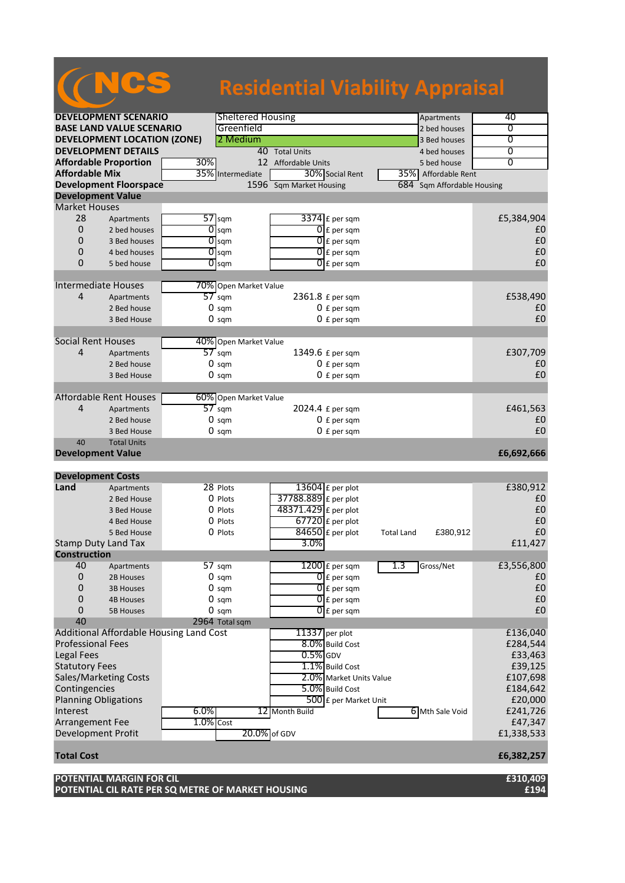# NCS Residential Viability Appraisal

| | | | | |
|---|---|---|---|---|
| **DEVELOPMENT SCENARIO** | Sheltered Housing | | Apartments | 40 |
| **BASE LAND VALUE SCENARIO** | Greenfield | | 2 bed houses | 0 |
| **DEVELOPMENT LOCATION (ZONE)** | 2 Medium | | 3 Bed houses | 0 |
| **DEVELOPMENT DETAILS** | 40 Total Units | | 4 bed houses | 0 |
| **Affordable Proportion** | 30% | 12 Affordable Units | 5 bed house | 0 |
| **Affordable Mix** | 35% Intermediate | 30% Social Rent | 35% Affordable Rent | |
| **Development Floorspace** | 1596 Sqm Market Housing | | 684 Sqm Affordable Housing | |

## Development Value

| | | | | |
|---|---|---|---|---|
| **Market Houses** | | | | |
| 28 | Apartments | 57 sqm | 3374 £ per sqm | £5,384,904 |
| 0 | 2 bed houses | 0 sqm | 0 £ per sqm | £0 |
| 0 | 3 Bed houses | 0 sqm | 0 £ per sqm | £0 |
| 0 | 4 bed houses | 0 sqm | 0 £ per sqm | £0 |
| 0 | 5 bed house | 0 sqm | 0 £ per sqm | £0 |
| **Intermediate Houses** | | 70% Open Market Value | | |
| 4 | Apartments | 57 sqm | 2361.8 £ per sqm | £538,490 |
| | 2 Bed house | 0 sqm | 0 £ per sqm | £0 |
| | 3 Bed House | 0 sqm | 0 £ per sqm | £0 |
| **Social Rent Houses** | | 40% Open Market Value | | |
| 4 | Apartments | 57 sqm | 1349.6 £ per sqm | £307,709 |
| | 2 Bed house | 0 sqm | 0 £ per sqm | £0 |
| | 3 Bed House | 0 sqm | 0 £ per sqm | £0 |
| **Affordable Rent Houses** | | 60% Open Market Value | | |
| 4 | Apartments | 57 sqm | 2024.4 £ per sqm | £461,563 |
| | 2 Bed house | 0 sqm | 0 £ per sqm | £0 |
| | 3 Bed House | 0 sqm | 0 £ per sqm | £0 |
| 40 | Total Units | | | |
| **Development Value** | | | | **£6,692,666** |

## Development Costs

| | | | | | |
|---|---|---|---|---|---|
| **Land** | Apartments | 28 Plots | 13604 £ per plot | | £380,912 |
| | 2 Bed House | 0 Plots | 37788.889 £ per plot | | £0 |
| | 3 Bed House | 0 Plots | 48371.429 £ per plot | | £0 |
| | 4 Bed House | 0 Plots | 67720 £ per plot | | £0 |
| | 5 Bed House | 0 Plots | 84650 £ per plot | Total Land £380,912 | £0 |
| Stamp Duty Land Tax | | | 3.0% | | £11,427 |
| **Construction** | | | | | |
| 40 | Apartments | 57 sqm | 1200 £ per sqm | 1.3 Gross/Net | £3,556,800 |
| 0 | 2B Houses | 0 sqm | 0 £ per sqm | | £0 |
| 0 | 3B Houses | 0 sqm | 0 £ per sqm | | £0 |
| 0 | 4B Houses | 0 sqm | 0 £ per sqm | | £0 |
| 0 | 5B Houses | 0 sqm | 0 £ per sqm | | £0 |
| 40 | | 2964 Total sqm | | | |
| Additional Affordable Housing Land Cost | | | 11337 per plot | | £136,040 |
| Professional Fees | | | 8.0% Build Cost | | £284,544 |
| Legal Fees | | | 0.5% GDV | | £33,463 |
| Statutory Fees | | | 1.1% Build Cost | | £39,125 |
| Sales/Marketing Costs | | | 2.0% Market Units Value | | £107,698 |
| Contingencies | | | 5.0% Build Cost | | £184,642 |
| Planning Obligations | | | 500 £ per Market Unit | | £20,000 |
| Interest | 6.0% | 12 Month Build | | 6 Mth Sale Void | £241,726 |
| Arrangement Fee | 1.0% Cost | | | | £47,347 |
| Development Profit | | 20.0% of GDV | | | £1,338,533 |
| **Total Cost** | | | | | **£6,382,257** |

| | |
|---|---|
| **POTENTIAL MARGIN FOR CIL** | **£310,409** |
| **POTENTIAL CIL RATE PER SQ METRE OF MARKET HOUSING** | **£194** |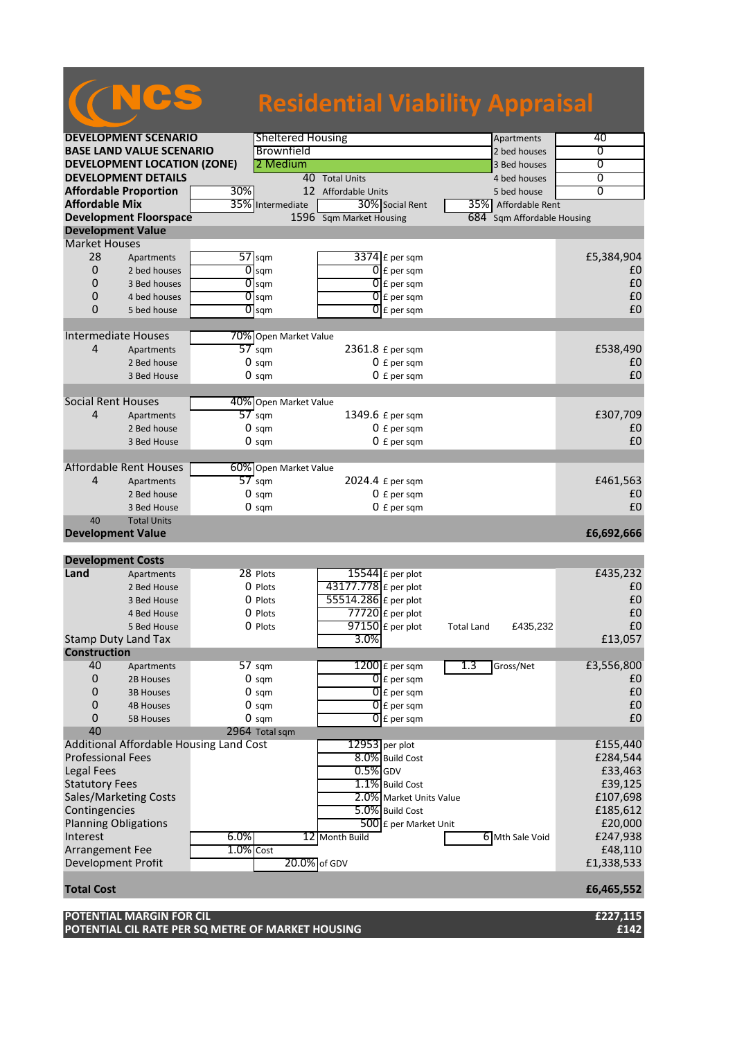# NCS Residential Viability Appraisal

| | | | | | |
|---|---|---|---|---|---|
| **DEVELOPMENT SCENARIO** | Sheltered Housing | | | Apartments | 40 |
| **BASE LAND VALUE SCENARIO** | Brownfield | | | 2 bed houses | 0 |
| **DEVELOPMENT LOCATION (ZONE)** | 2 Medium | | | 3 Bed houses | 0 |
| **DEVELOPMENT DETAILS** | 40 Total Units | | | 4 bed houses | 0 |
| **Affordable Proportion** | 30% | 12 Affordable Units | | 5 bed house | 0 |
| **Affordable Mix** | 35% Intermediate | 30% Social Rent | 35% Affordable Rent | | |
| **Development Floorspace** | 1596 Sqm Market Housing | | 684 Sqm Affordable Housing | | |

## Development Value

| | | | | | |
|---|---|---|---|---|---|
| **Market Houses** | | | | | |
| 28 | Apartments | 57 sqm | 3374 £ per sqm | | £5,384,904 |
| 0 | 2 bed houses | 0 sqm | 0 £ per sqm | | £0 |
| 0 | 3 Bed houses | 0 sqm | 0 £ per sqm | | £0 |
| 0 | 4 bed houses | 0 sqm | 0 £ per sqm | | £0 |
| 0 | 5 bed house | 0 sqm | 0 £ per sqm | | £0 |
| **Intermediate Houses** | | 70% Open Market Value | | | |
| 4 | Apartments | 57 sqm | 2361.8 £ per sqm | | £538,490 |
| | 2 Bed house | 0 sqm | 0 £ per sqm | | £0 |
| | 3 Bed House | 0 sqm | 0 £ per sqm | | £0 |
| **Social Rent Houses** | | 40% Open Market Value | | | |
| 4 | Apartments | 57 sqm | 1349.6 £ per sqm | | £307,709 |
| | 2 Bed house | 0 sqm | 0 £ per sqm | | £0 |
| | 3 Bed House | 0 sqm | 0 £ per sqm | | £0 |
| **Affordable Rent Houses** | | 60% Open Market Value | | | |
| 4 | Apartments | 57 sqm | 2024.4 £ per sqm | | £461,563 |
| | 2 Bed house | 0 sqm | 0 £ per sqm | | £0 |
| | 3 Bed House | 0 sqm | 0 £ per sqm | | £0 |
| 40 | Total Units | | | | |
| **Development Value** | | | | | **£6,692,666** |

## Development Costs

| | | | | | |
|---|---|---|---|---|---|
| **Land** | Apartments | 28 Plots | 15544 £ per plot | | £435,232 |
| | 2 Bed House | 0 Plots | 43177.778 £ per plot | | £0 |
| | 3 Bed House | 0 Plots | 55514.286 £ per plot | | £0 |
| | 4 Bed House | 0 Plots | 77720 £ per plot | | £0 |
| | 5 Bed House | 0 Plots | 97150 £ per plot | Total Land £435,232 | £0 |
| Stamp Duty Land Tax | | | 3.0% | | £13,057 |
| **Construction** | | | | | |
| 40 | Apartments | 57 sqm | 1200 £ per sqm | 1.3 Gross/Net | £3,556,800 |
| 0 | 2B Houses | 0 sqm | 0 £ per sqm | | £0 |
| 0 | 3B Houses | 0 sqm | 0 £ per sqm | | £0 |
| 0 | 4B Houses | 0 sqm | 0 £ per sqm | | £0 |
| 0 | 5B Houses | 0 sqm | 0 £ per sqm | | £0 |
| 40 | | 2964 Total sqm | | | |
| Additional Affordable Housing Land Cost | | | 12953 per plot | | £155,440 |
| Professional Fees | | | 8.0% Build Cost | | £284,544 |
| Legal Fees | | | 0.5% GDV | | £33,463 |
| Statutory Fees | | | 1.1% Build Cost | | £39,125 |
| Sales/Marketing Costs | | | 2.0% Market Units Value | | £107,698 |
| Contingencies | | | 5.0% Build Cost | | £185,612 |
| Planning Obligations | | | 500 £ per Market Unit | | £20,000 |
| Interest | 6.0% | 12 Month Build | | 6 Mth Sale Void | £247,938 |
| Arrangement Fee | 1.0% Cost | | | | £48,110 |
| Development Profit | | 20.0% of GDV | | | £1,338,533 |
| **Total Cost** | | | | | **£6,465,552** |

| | |
|---|---|
| **POTENTIAL MARGIN FOR CIL** | **£227,115** |
| **POTENTIAL CIL RATE PER SQ METRE OF MARKET HOUSING** | **£142** |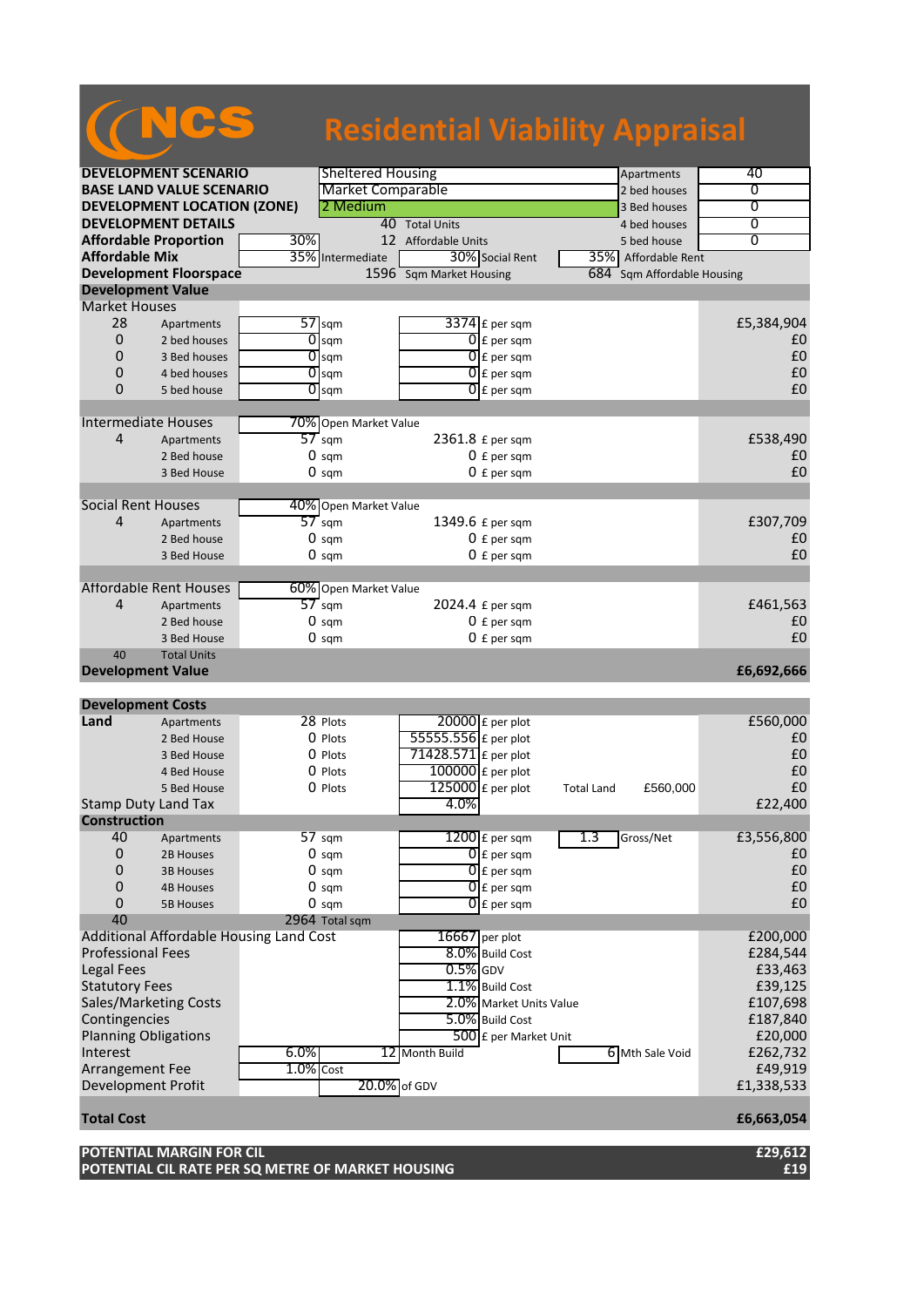# NCS Residential Viability Appraisal

| | | | | |
|---|---|---|---|---|
| **DEVELOPMENT SCENARIO** | Sheltered Housing | | Apartments | 40 |
| **BASE LAND VALUE SCENARIO** | Market Comparable | | 2 bed houses | 0 |
| **DEVELOPMENT LOCATION (ZONE)** | 2 Medium | | 3 Bed houses | 0 |
| **DEVELOPMENT DETAILS** | 40 Total Units | | 4 bed houses | 0 |
| **Affordable Proportion** | 30% | 12 Affordable Units | 5 bed house | 0 |
| **Affordable Mix** | 35% Intermediate | 30% Social Rent | 35% Affordable Rent | |
| **Development Floorspace** | 1596 Sqm Market Housing | | 684 Sqm Affordable Housing | |

## Development Value

| | | | | |
|---|---|---|---|---|
| **Market Houses** | | | | |
| 28 | Apartments | 57 sqm | 3374 £ per sqm | £5,384,904 |
| 0 | 2 bed houses | 0 sqm | 0 £ per sqm | £0 |
| 0 | 3 Bed houses | 0 sqm | 0 £ per sqm | £0 |
| 0 | 4 bed houses | 0 sqm | 0 £ per sqm | £0 |
| 0 | 5 bed house | 0 sqm | 0 £ per sqm | £0 |
| **Intermediate Houses** | | 70% Open Market Value | | |
| 4 | Apartments | 57 sqm | 2361.8 £ per sqm | £538,490 |
| | 2 Bed house | 0 sqm | 0 £ per sqm | £0 |
| | 3 Bed House | 0 sqm | 0 £ per sqm | £0 |
| **Social Rent Houses** | | 40% Open Market Value | | |
| 4 | Apartments | 57 sqm | 1349.6 £ per sqm | £307,709 |
| | 2 Bed house | 0 sqm | 0 £ per sqm | £0 |
| | 3 Bed House | 0 sqm | 0 £ per sqm | £0 |
| **Affordable Rent Houses** | | 60% Open Market Value | | |
| 4 | Apartments | 57 sqm | 2024.4 £ per sqm | £461,563 |
| | 2 Bed house | 0 sqm | 0 £ per sqm | £0 |
| | 3 Bed House | 0 sqm | 0 £ per sqm | £0 |
| 40 | Total Units | | | |
| **Development Value** | | | | **£6,692,666** |

## Development Costs

| | | | | | |
|---|---|---|---|---|---|
| **Land** | Apartments | 28 Plots | 20000 £ per plot | | £560,000 |
| | 2 Bed House | 0 Plots | 55555.556 £ per plot | | £0 |
| | 3 Bed House | 0 Plots | 71428.571 £ per plot | | £0 |
| | 4 Bed House | 0 Plots | 100000 £ per plot | | £0 |
| | 5 Bed House | 0 Plots | 125000 £ per plot | Total Land £560,000 | £0 |
| Stamp Duty Land Tax | | | 4.0% | | £22,400 |
| **Construction** | | | | | |
| 40 | Apartments | 57 sqm | 1200 £ per sqm | 1.3 Gross/Net | £3,556,800 |
| 0 | 2B Houses | 0 sqm | 0 £ per sqm | | £0 |
| 0 | 3B Houses | 0 sqm | 0 £ per sqm | | £0 |
| 0 | 4B Houses | 0 sqm | 0 £ per sqm | | £0 |
| 0 | 5B Houses | 0 sqm | 0 £ per sqm | | £0 |
| 40 | | 2964 Total sqm | | | |
| Additional Affordable Housing Land Cost | | | 16667 per plot | | £200,000 |
| Professional Fees | | | 8.0% Build Cost | | £284,544 |
| Legal Fees | | | 0.5% GDV | | £33,463 |
| Statutory Fees | | | 1.1% Build Cost | | £39,125 |
| Sales/Marketing Costs | | | 2.0% Market Units Value | | £107,698 |
| Contingencies | | | 5.0% Build Cost | | £187,840 |
| Planning Obligations | | | 500 £ per Market Unit | | £20,000 |
| Interest | 6.0% | | 12 Month Build | 6 Mth Sale Void | £262,732 |
| Arrangement Fee | 1.0% | Cost | | | £49,919 |
| Development Profit | | | 20.0% of GDV | | £1,338,533 |
| **Total Cost** | | | | | **£6,663,054** |

| | |
|---|---|
| **POTENTIAL MARGIN FOR CIL** | **£29,612** |
| **POTENTIAL CIL RATE PER SQ METRE OF MARKET HOUSING** | **£19** |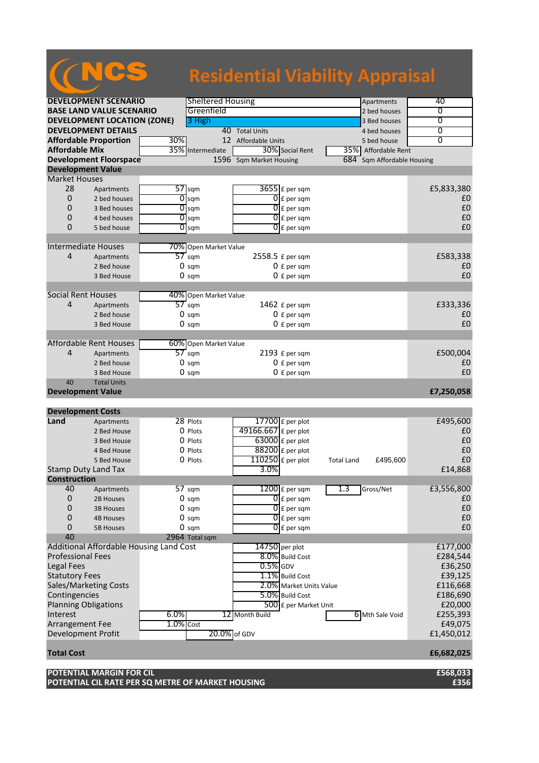# NCS Residential Viability Appraisal

| | | | | | |
|---|---|---|---|---|---|
| **DEVELOPMENT SCENARIO** | Sheltered Housing | | | Apartments | 40 |
| **BASE LAND VALUE SCENARIO** | Greenfield | | | 2 bed houses | 0 |
| **DEVELOPMENT LOCATION (ZONE)** | 3 High | | | 3 Bed houses | 0 |
| **DEVELOPMENT DETAILS** | | 40 Total Units | | 4 bed houses | 0 |
| **Affordable Proportion** | 30% | 12 Affordable Units | | 5 bed house | 0 |
| **Affordable Mix** | 35% Intermediate | 30% Social Rent | 35% Affordable Rent | | |
| **Development Floorspace** | | 1596 Sqm Market Housing | 684 Sqm Affordable Housing | | |

## Development Value

| Units | Type | Size | | Value | | Total |
|---|---|---|---|---|---|---|
| **Market Houses** | | | | | | |
| 28 | Apartments | 57 | sqm | 3655 | £ per sqm | £5,833,380 |
| 0 | 2 bed houses | 0 | sqm | 0 | £ per sqm | £0 |
| 0 | 3 Bed houses | 0 | sqm | 0 | £ per sqm | £0 |
| 0 | 4 bed houses | 0 | sqm | 0 | £ per sqm | £0 |
| 0 | 5 bed house | 0 | sqm | 0 | £ per sqm | £0 |
| **Intermediate Houses** | | 70% | Open Market Value | | | |
| 4 | Apartments | 57 | sqm | 2558.5 | £ per sqm | £583,338 |
| | 2 Bed house | 0 | sqm | 0 | £ per sqm | £0 |
| | 3 Bed House | 0 | sqm | 0 | £ per sqm | £0 |
| **Social Rent Houses** | | 40% | Open Market Value | | | |
| 4 | Apartments | 57 | sqm | 1462 | £ per sqm | £333,336 |
| | 2 Bed House | 0 | sqm | 0 | £ per sqm | £0 |
| | 3 Bed House | 0 | sqm | 0 | £ per sqm | £0 |
| **Affordable Rent Houses** | | 60% | Open Market Value | | | |
| 4 | Apartments | 57 | sqm | 2193 | £ per sqm | £500,004 |
| | 2 Bed house | 0 | sqm | 0 | £ per sqm | £0 |
| | 3 Bed House | 0 | sqm | 0 | £ per sqm | £0 |
| 40 | Total Units | | | | | |
| **Development Value** | | | | | | **£7,250,058** |

## Development Costs

| | | | | | | | | |
|---|---|---|---|---|---|---|---|---|
| **Land** | Apartments | 28 | Plots | 17700 | £ per plot | | | £495,600 |
| | 2 Bed House | 0 | Plots | 49166.667 | £ per plot | | | £0 |
| | 3 Bed House | 0 | Plots | 63000 | £ per plot | | | £0 |
| | 4 Bed House | 0 | Plots | 88200 | £ per plot | | | £0 |
| | 5 Bed House | 0 | Plots | 110250 | £ per plot | Total Land | £495,600 | £0 |
| Stamp Duty Land Tax | | | | 3.0% | | | | £14,868 |
| **Construction** | | | | | | | | |
| 40 | Apartments | 57 | sqm | 1200 | £ per sqm | 1.3 | Gross/Net | £3,556,800 |
| 0 | 2B Houses | 0 | sqm | 0 | £ per sqm | | | £0 |
| 0 | 3B Houses | 0 | sqm | 0 | £ per sqm | | | £0 |
| 0 | 4B Houses | 0 | sqm | 0 | £ per sqm | | | £0 |
| 0 | 5B Houses | 0 | sqm | 0 | £ per sqm | | | £0 |
| 40 | | 2964 | Total sqm | | | | | |
| Additional Affordable Housing Land Cost | | | | 14750 | per plot | | | £177,000 |
| Professional Fees | | | | 8.0% | Build Cost | | | £284,544 |
| Legal Fees | | | | 0.5% | GDV | | | £36,250 |
| Statutory Fees | | | | 1.1% | Build Cost | | | £39,125 |
| Sales/Marketing Costs | | | | 2.0% | Market Units Value | | | £116,668 |
| Contingencies | | | | 5.0% | Build Cost | | | £186,690 |
| Planning Obligations | | | | 500 | £ per Market Unit | | | £20,000 |
| Interest | | 6.0% | | 12 | Month Build | 6 | Mth Sale Void | £255,393 |
| Arrangement Fee | | 1.0% | Cost | | | | | £49,075 |
| Development Profit | | | | 20.0% | of GDV | | | £1,450,012 |
| **Total Cost** | | | | | | | | **£6,682,025** |

| | |
|---|---|
| **POTENTIAL MARGIN FOR CIL** | **£568,033** |
| **POTENTIAL CIL RATE PER SQ METRE OF MARKET HOUSING** | **£356** |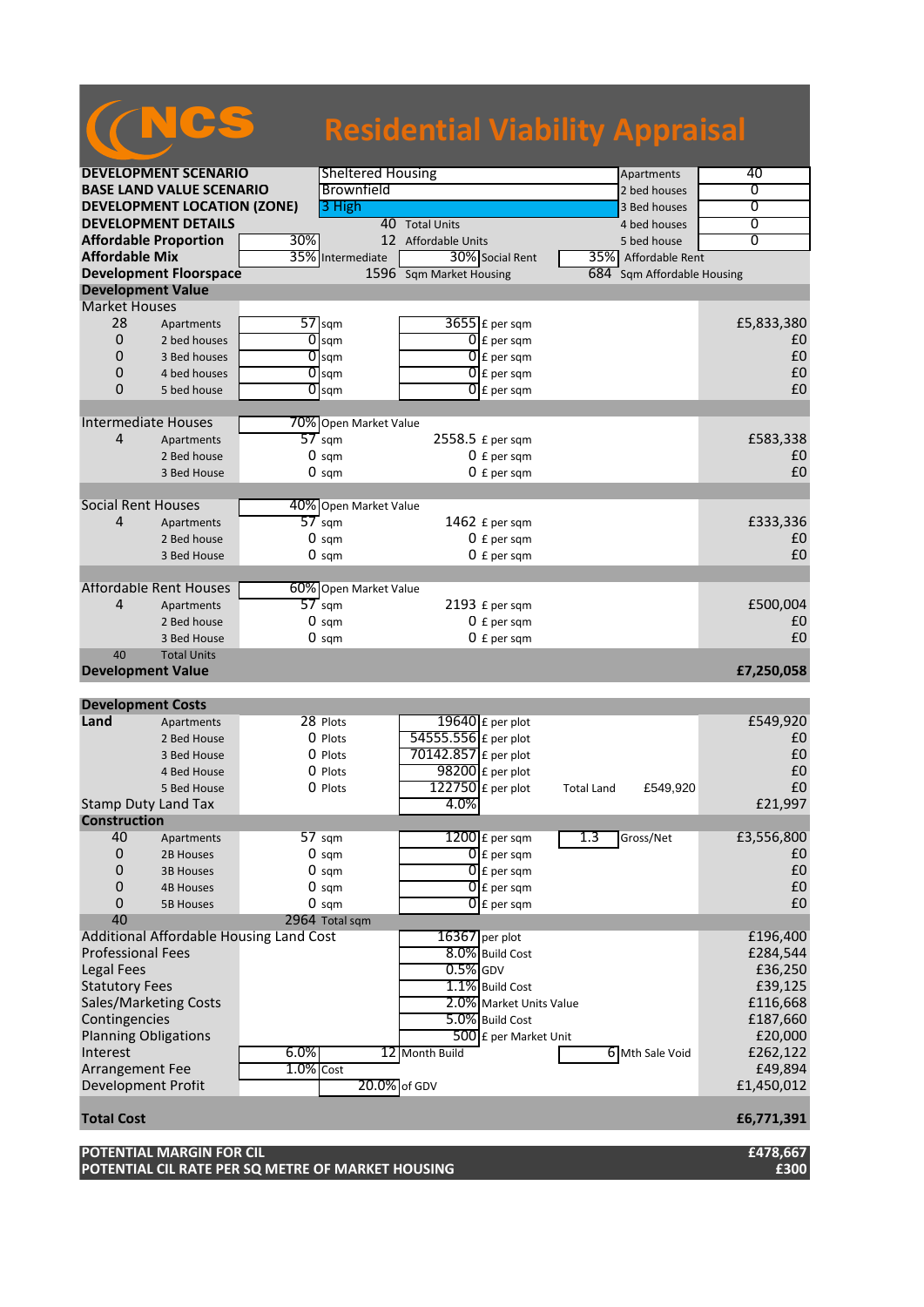# NCS Residential Viability Appraisal

| | | | | | |
|---|---|---|---|---|---|
| **DEVELOPMENT SCENARIO** | Sheltered Housing | | | Apartments | 40 |
| **BASE LAND VALUE SCENARIO** | Brownfield | | | 2 bed houses | 0 |
| **DEVELOPMENT LOCATION (ZONE)** | 3 High | | | 3 Bed houses | 0 |
| **DEVELOPMENT DETAILS** | | 40 Total Units | | 4 bed houses | 0 |
| **Affordable Proportion** | 30% | 12 Affordable Units | | 5 bed house | 0 |
| **Affordable Mix** | 35% Intermediate | 30% Social Rent | | 35% Affordable Rent | |
| **Development Floorspace** | | 1596 Sqm Market Housing | | 684 Sqm Affordable Housing | |

## Development Value

| | | | | | |
|---|---|---|---|---|---|
| **Market Houses** | | | | | |
| 28 | Apartments | 57 sqm | 3655 £ per sqm | | £5,833,380 |
| 0 | 2 bed houses | 0 sqm | 0 £ per sqm | | £0 |
| 0 | 3 Bed houses | 0 sqm | 0 £ per sqm | | £0 |
| 0 | 4 bed houses | 0 sqm | 0 £ per sqm | | £0 |
| 0 | 5 bed house | 0 sqm | 0 £ per sqm | | £0 |
| **Intermediate Houses** | | 70% Open Market Value | | | |
| 4 | Apartments | 57 sqm | 2558.5 £ per sqm | | £583,338 |
| | 2 Bed house | 0 sqm | 0 £ per sqm | | £0 |
| | 3 Bed House | 0 sqm | 0 £ per sqm | | £0 |
| **Social Rent Houses** | | 40% Open Market Value | | | |
| 4 | Apartments | 57 sqm | 1462 £ per sqm | | £333,336 |
| | 2 Bed house | 0 sqm | 0 £ per sqm | | £0 |
| | 3 Bed House | 0 sqm | 0 £ per sqm | | £0 |
| **Affordable Rent Houses** | | 60% Open Market Value | | | |
| 4 | Apartments | 57 sqm | 2193 £ per sqm | | £500,004 |
| | 2 Bed house | 0 sqm | 0 £ per sqm | | £0 |
| | 3 Bed House | 0 sqm | 0 £ per sqm | | £0 |
| 40 | Total Units | | | | |
| **Development Value** | | | | | **£7,250,058** |

## Development Costs

| | | | | | | |
|---|---|---|---|---|---|---|
| **Land** | Apartments | 28 Plots | 19640 £ per plot | | | £549,920 |
| | 2 Bed House | 0 Plots | 54555.556 £ per plot | | | £0 |
| | 3 Bed House | 0 Plots | 70142.857 £ per plot | | | £0 |
| | 4 Bed House | 0 Plots | 98200 £ per plot | | | £0 |
| | 5 Bed House | 0 Plots | 122750 £ per plot | Total Land | £549,920 | £0 |
| Stamp Duty Land Tax | | | 4.0% | | | £21,997 |
| **Construction** | | | | | | |
| 40 | Apartments | 57 sqm | 1200 £ per sqm | 1.3 | Gross/Net | £3,556,800 |
| 0 | 2B Houses | 0 sqm | 0 £ per sqm | | | £0 |
| 0 | 3B Houses | 0 sqm | 0 £ per sqm | | | £0 |
| 0 | 4B Houses | 0 sqm | 0 £ per sqm | | | £0 |
| 0 | 5B Houses | 0 sqm | 0 £ per sqm | | | £0 |
| 40 | | 2964 Total sqm | | | | |
| Additional Affordable Housing Land Cost | | | 16367 per plot | | | £196,400 |
| Professional Fees | | | 8.0% Build Cost | | | £284,544 |
| Legal Fees | | | 0.5% GDV | | | £36,250 |
| Statutory Fees | | | 1.1% Build Cost | | | £39,125 |
| Sales/Marketing Costs | | | 2.0% Market Units Value | | | £116,668 |
| Contingencies | | | 5.0% Build Cost | | | £187,660 |
| Planning Obligations | | | 500 £ per Market Unit | | | £20,000 |
| Interest | 6.0% | 12 Month Build | | 6 | Mth Sale Void | £262,122 |
| Arrangement Fee | 1.0% Cost | | | | | £49,894 |
| Development Profit | | | 20.0% of GDV | | | £1,450,012 |
| **Total Cost** | | | | | | **£6,771,391** |

| | |
|---|---|
| **POTENTIAL MARGIN FOR CIL** | **£478,667** |
| **POTENTIAL CIL RATE PER SQ METRE OF MARKET HOUSING** | **£300** |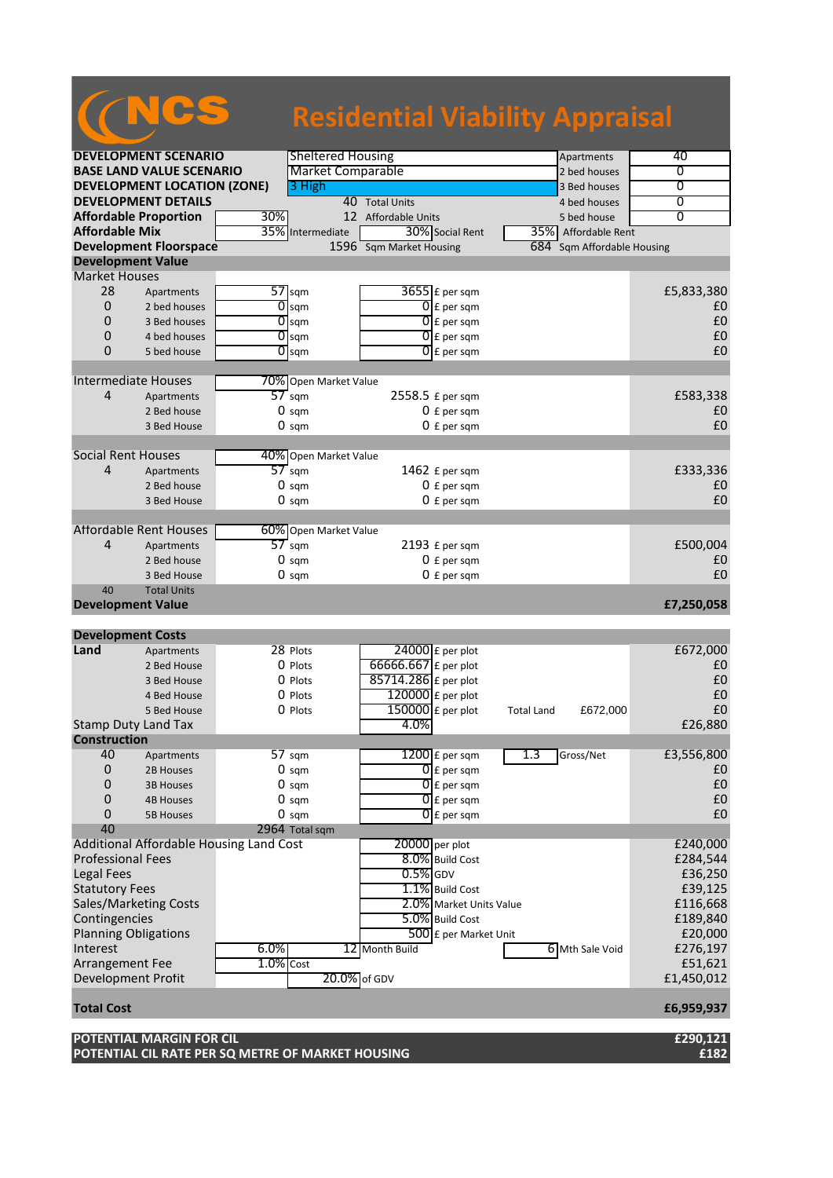# NCS Residential Viability Appraisal

| | | | | | | | |
|---|---|---|---|---|---|---|---|
| **DEVELOPMENT SCENARIO** | | Sheltered Housing | | | | Apartments | 40 |
| **BASE LAND VALUE SCENARIO** | | Market Comparable | | | | 2 bed houses | 0 |
| **DEVELOPMENT LOCATION (ZONE)** | | 3 High | | | | 3 Bed houses | 0 |
| **DEVELOPMENT DETAILS** | | 40 | Total Units | | | 4 bed houses | 0 |
| **Affordable Proportion** | 30% | 12 | Affordable Units | | | 5 bed house | 0 |
| **Affordable Mix** | 35% | Intermediate | 30% | Social Rent | 35% | Affordable Rent | |
| **Development Floorspace** | | 1596 | Sqm Market Housing | | 684 | Sqm Affordable Housing | |

| | | | | | | |
|---|---|---|---|---|---|---|
| **Development Value** | | | | | | |
| Market Houses | | | | | | |
| 28 | Apartments | 57 sqm | 3655 | £ per sqm | | £5,833,380 |
| 0 | 2 bed houses | 0 sqm | 0 | £ per sqm | | £0 |
| 0 | 3 Bed houses | 0 sqm | 0 | £ per sqm | | £0 |
| 0 | 4 bed houses | 0 sqm | 0 | £ per sqm | | £0 |
| 0 | 5 bed house | 0 sqm | 0 | £ per sqm | | £0 |
| Intermediate Houses | | 70% | Open Market Value | | | |
| 4 | Apartments | 57 sqm | 2558.5 | £ per sqm | | £583,338 |
| | 2 Bed house | 0 sqm | 0 | £ per sqm | | £0 |
| | 3 Bed House | 0 sqm | 0 | £ per sqm | | £0 |
| Social Rent Houses | | 40% | Open Market Value | | | |
| 4 | Apartments | 57 sqm | 1462 | £ per sqm | | £333,336 |
| | 2 Bed House | 0 sqm | 0 | £ per sqm | | £0 |
| | 3 Bed House | 0 sqm | 0 | £ per sqm | | £0 |
| Affordable Rent Houses | | 60% | Open Market Value | | | |
| 4 | Apartments | 57 sqm | 2193 | £ per sqm | | £500,004 |
| | 2 Bed house | 0 sqm | 0 | £ per sqm | | £0 |
| | 3 Bed House | 0 sqm | 0 | £ per sqm | | £0 |
| 40 | Total Units | | | | | |
| **Development Value** | | | | | | **£7,250,058** |

| | | | | | | | |
|---|---|---|---|---|---|---|---|
| **Development Costs** | | | | | | | |
| **Land** | Apartments | 28 Plots | 24000 | £ per plot | | | £672,000 |
| | 2 Bed House | 0 Plots | 66666.667 | £ per plot | | | £0 |
| | 3 Bed House | 0 Plots | 85714.286 | £ per plot | | | £0 |
| | 4 Bed House | 0 Plots | 120000 | £ per plot | | | £0 |
| | 5 Bed House | 0 Plots | 150000 | £ per plot | Total Land | £672,000 | £0 |
| Stamp Duty Land Tax | | | 4.0% | | | | £26,880 |
| **Construction** | | | | | | | |
| 40 | Apartments | 57 sqm | 1200 | £ per sqm | 1.3 | Gross/Net | £3,556,800 |
| 0 | 2B Houses | 0 sqm | 0 | £ per sqm | | | £0 |
| 0 | 3B Houses | 0 sqm | 0 | £ per sqm | | | £0 |
| 0 | 4B Houses | 0 sqm | 0 | £ per sqm | | | £0 |
| 0 | 5B Houses | 0 sqm | 0 | £ per sqm | | | £0 |
| 40 | | 2964 Total sqm | | | | | |
| Additional Affordable Housing Land Cost | | | 20000 | per plot | | | £240,000 |
| Professional Fees | | | 8.0% | Build Cost | | | £284,544 |
| Legal Fees | | | 0.5% | GDV | | | £36,250 |
| Statutory Fees | | | 1.1% | Build Cost | | | £39,125 |
| Sales/Marketing Costs | | | 2.0% | Market Units Value | | | £116,668 |
| Contingencies | | | 5.0% | Build Cost | | | £189,840 |
| Planning Obligations | | | 500 | £ per Market Unit | | | £20,000 |
| Interest | 6.0% | 12 | Month Build | | 6 | Mth Sale Void | £276,197 |
| Arrangement Fee | 1.0% | Cost | | | | | £51,621 |
| Development Profit | | 20.0% | of GDV | | | | £1,450,012 |
| **Total Cost** | | | | | | | **£6,959,937** |

| | |
|---|---|
| **POTENTIAL MARGIN FOR CIL** | **£290,121** |
| **POTENTIAL CIL RATE PER SQ METRE OF MARKET HOUSING** | **£182** |